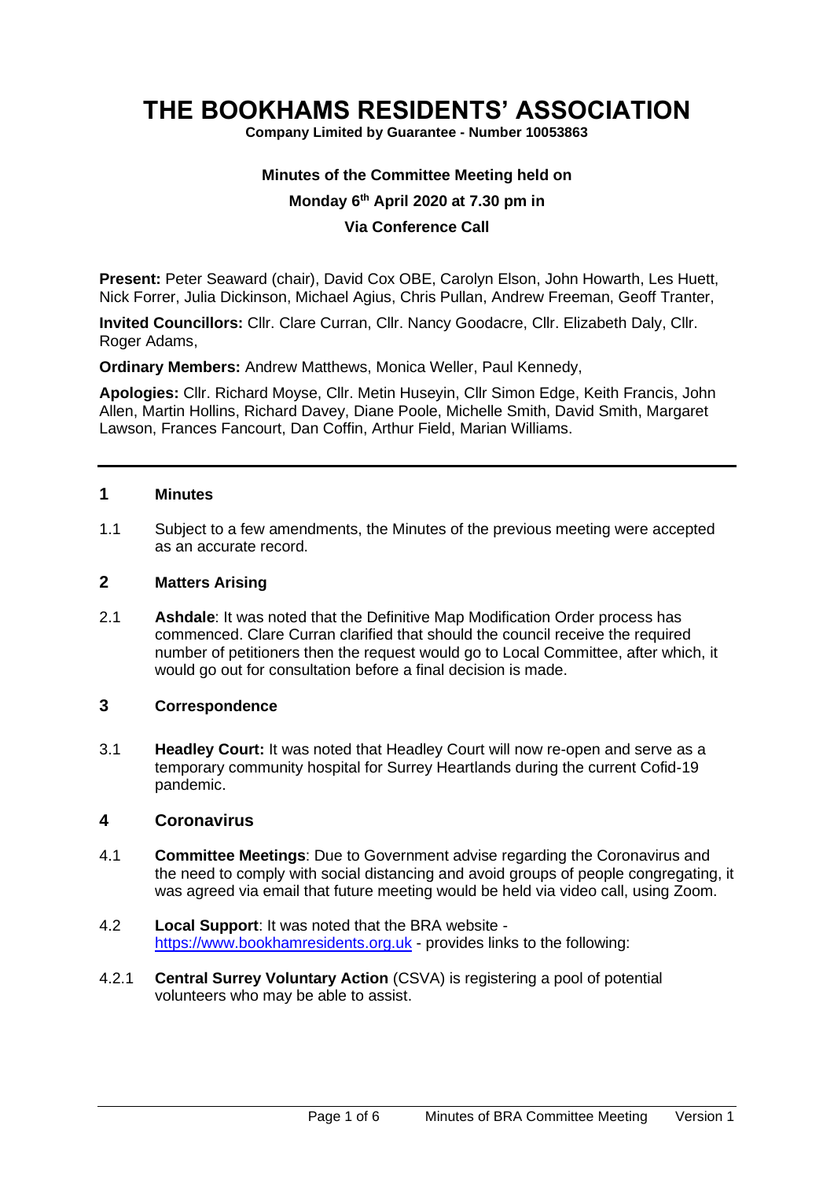# THE BOOKHAMS RESIDENTS' ASSOCIATION

**Company Limited by Guarantee - Number 10053863**

**Minutes of the Committee Meeting held on**

**Monday 6th April 2020 at 7.30 pm in**

**Via Conference Call**

**Present:** Peter Seaward (chair), David Cox OBE, Carolyn Elson, John Howarth, Les Huett, Nick Forrer, Julia Dickinson, Michael Agius, Chris Pullan, Andrew Freeman, Geoff Tranter,

**Invited Councillors:** Cllr. Clare Curran, Cllr. Nancy Goodacre, Cllr. Elizabeth Daly, Cllr. Roger Adams,

**Ordinary Members:** Andrew Matthews, Monica Weller, Paul Kennedy,

**Apologies:** Cllr. Richard Moyse, Cllr. Metin Huseyin, Cllr Simon Edge, Keith Francis, John Allen, Martin Hollins, Richard Davey, Diane Poole, Michelle Smith, David Smith, Margaret Lawson, Frances Fancourt, Dan Coffin, Arthur Field, Marian Williams.

---

## 1 Minutes

1.1 Subject to a few amendments, the Minutes of the previous meeting were accepted as an accurate record.

## 2 Matters Arising

2.1 **Ashdale**: It was noted that the Definitive Map Modification Order process has commenced. Clare Curran clarified that should the council receive the required number of petitioners then the request would go to Local Committee, after which, it would go out for consultation before a final decision is made.

## 3 Correspondence

3.1 **Headley Court:** It was noted that Headley Court will now re-open and serve as a temporary community hospital for Surrey Heartlands during the current Cofid-19 pandemic.

## 4 Coronavirus

4.1 **Committee Meetings**: Due to Government advise regarding the Coronavirus and the need to comply with social distancing and avoid groups of people congregating, it was agreed via email that future meeting would be held via video call, using Zoom.

4.2 **Local Support**: It was noted that the BRA website - https://www.bookhamresidents.org.uk - provides links to the following:

4.2.1 **Central Surrey Voluntary Action** (CSVA) is registering a pool of potential volunteers who may be able to assist.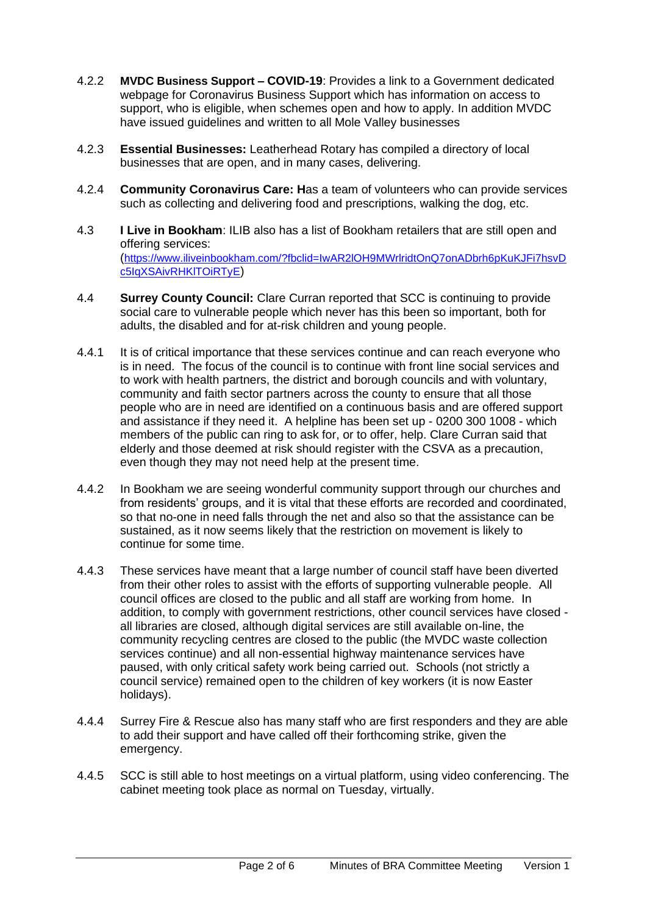4.2.2 **MVDC Business Support – COVID-19**: Provides a link to a Government dedicated webpage for Coronavirus Business Support which has information on access to support, who is eligible, when schemes open and how to apply. In addition MVDC have issued guidelines and written to all Mole Valley businesses

4.2.3 **Essential Businesses:** Leatherhead Rotary has compiled a directory of local businesses that are open, and in many cases, delivering.

4.2.4 **Community Coronavirus Care: H**as a team of volunteers who can provide services such as collecting and delivering food and prescriptions, walking the dog, etc.

4.3 **I Live in Bookham**: ILIB also has a list of Bookham retailers that are still open and offering services: (https://www.iliveinbookham.com/?fbclid=IwAR2lOH9MWrlridtOnQ7onADbrh6pKuKJFi7hsvDc5IqXSAivRHKlTOiRTyE)

4.4 **Surrey County Council:** Clare Curran reported that SCC is continuing to provide social care to vulnerable people which never has this been so important, both for adults, the disabled and for at-risk children and young people.

4.4.1 It is of critical importance that these services continue and can reach everyone who is in need. The focus of the council is to continue with front line social services and to work with health partners, the district and borough councils and with voluntary, community and faith sector partners across the county to ensure that all those people who are in need are identified on a continuous basis and are offered support and assistance if they need it. A helpline has been set up - 0200 300 1008 - which members of the public can ring to ask for, or to offer, help. Clare Curran said that elderly and those deemed at risk should register with the CSVA as a precaution, even though they may not need help at the present time.

4.4.2 In Bookham we are seeing wonderful community support through our churches and from residents' groups, and it is vital that these efforts are recorded and coordinated, so that no-one in need falls through the net and also so that the assistance can be sustained, as it now seems likely that the restriction on movement is likely to continue for some time.

4.4.3 These services have meant that a large number of council staff have been diverted from their other roles to assist with the efforts of supporting vulnerable people. All council offices are closed to the public and all staff are working from home. In addition, to comply with government restrictions, other council services have closed - all libraries are closed, although digital services are still available on-line, the community recycling centres are closed to the public (the MVDC waste collection services continue) and all non-essential highway maintenance services have paused, with only critical safety work being carried out. Schools (not strictly a council service) remained open to the children of key workers (it is now Easter holidays).

4.4.4 Surrey Fire & Rescue also has many staff who are first responders and they are able to add their support and have called off their forthcoming strike, given the emergency.

4.4.5 SCC is still able to host meetings on a virtual platform, using video conferencing. The cabinet meeting took place as normal on Tuesday, virtually.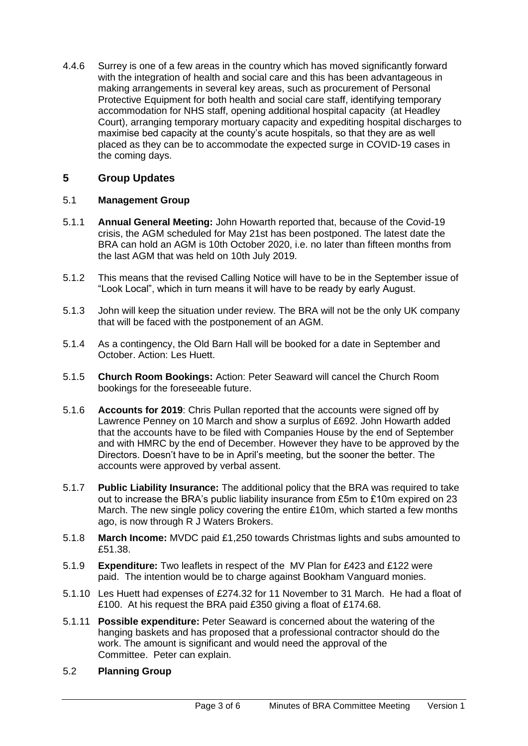4.4.6 Surrey is one of a few areas in the country which has moved significantly forward with the integration of health and social care and this has been advantageous in making arrangements in several key areas, such as procurement of Personal Protective Equipment for both health and social care staff, identifying temporary accommodation for NHS staff, opening additional hospital capacity (at Headley Court), arranging temporary mortuary capacity and expediting hospital discharges to maximise bed capacity at the county's acute hospitals, so that they are as well placed as they can be to accommodate the expected surge in COVID-19 cases in the coming days.

## 5 Group Updates

### 5.1 Management Group

5.1.1 **Annual General Meeting:** John Howarth reported that, because of the Covid-19 crisis, the AGM scheduled for May 21st has been postponed. The latest date the BRA can hold an AGM is 10th October 2020, i.e. no later than fifteen months from the last AGM that was held on 10th July 2019.

5.1.2 This means that the revised Calling Notice will have to be in the September issue of "Look Local", which in turn means it will have to be ready by early August.

5.1.3 John will keep the situation under review. The BRA will not be the only UK company that will be faced with the postponement of an AGM.

5.1.4 As a contingency, the Old Barn Hall will be booked for a date in September and October. Action: Les Huett.

5.1.5 **Church Room Bookings:** Action: Peter Seaward will cancel the Church Room bookings for the foreseeable future.

5.1.6 **Accounts for 2019**: Chris Pullan reported that the accounts were signed off by Lawrence Penney on 10 March and show a surplus of £692. John Howarth added that the accounts have to be filed with Companies House by the end of September and with HMRC by the end of December. However they have to be approved by the Directors. Doesn't have to be in April's meeting, but the sooner the better. The accounts were approved by verbal assent.

5.1.7 **Public Liability Insurance:** The additional policy that the BRA was required to take out to increase the BRA's public liability insurance from £5m to £10m expired on 23 March. The new single policy covering the entire £10m, which started a few months ago, is now through R J Waters Brokers.

5.1.8 **March Income:** MVDC paid £1,250 towards Christmas lights and subs amounted to £51.38.

5.1.9 **Expenditure:** Two leaflets in respect of the MV Plan for £423 and £122 were paid. The intention would be to charge against Bookham Vanguard monies.

5.1.10 Les Huett had expenses of £274.32 for 11 November to 31 March. He had a float of £100. At his request the BRA paid £350 giving a float of £174.68.

5.1.11 **Possible expenditure:** Peter Seaward is concerned about the watering of the hanging baskets and has proposed that a professional contractor should do the work. The amount is significant and would need the approval of the Committee. Peter can explain.

### 5.2 Planning Group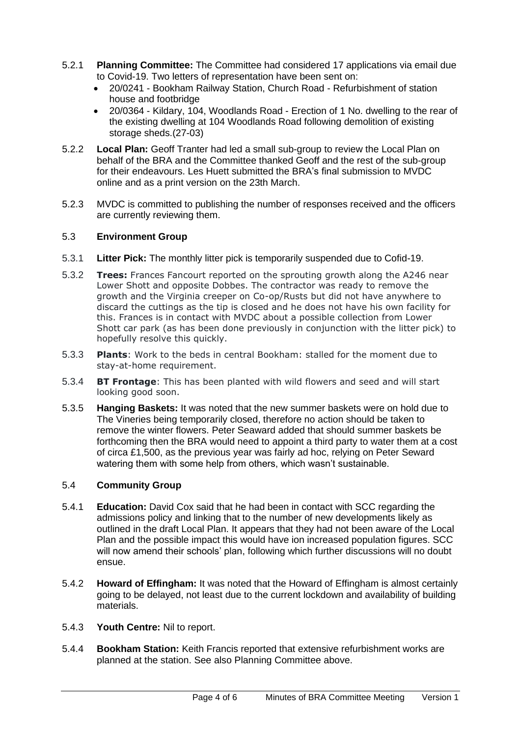5.2.1 **Planning Committee:** The Committee had considered 17 applications via email due to Covid-19. Two letters of representation have been sent on:

- 20/0241 - Bookham Railway Station, Church Road - Refurbishment of station house and footbridge
- 20/0364 - Kildary, 104, Woodlands Road - Erection of 1 No. dwelling to the rear of the existing dwelling at 104 Woodlands Road following demolition of existing storage sheds.(27-03)

5.2.2 **Local Plan:** Geoff Tranter had led a small sub-group to review the Local Plan on behalf of the BRA and the Committee thanked Geoff and the rest of the sub-group for their endeavours. Les Huett submitted the BRA's final submission to MVDC online and as a print version on the 23th March.

5.2.3 MVDC is committed to publishing the number of responses received and the officers are currently reviewing them.

### 5.3 Environment Group

5.3.1 **Litter Pick:** The monthly litter pick is temporarily suspended due to Cofid-19.

5.3.2 **Trees:** Frances Fancourt reported on the sprouting growth along the A246 near Lower Shott and opposite Dobbes. The contractor was ready to remove the growth and the Virginia creeper on Co-op/Rusts but did not have anywhere to discard the cuttings as the tip is closed and he does not have his own facility for this. Frances is in contact with MVDC about a possible collection from Lower Shott car park (as has been done previously in conjunction with the litter pick) to hopefully resolve this quickly.

5.3.3 **Plants**: Work to the beds in central Bookham: stalled for the moment due to stay-at-home requirement.

5.3.4 **BT Frontage**: This has been planted with wild flowers and seed and will start looking good soon.

5.3.5 **Hanging Baskets:** It was noted that the new summer baskets were on hold due to The Vineries being temporarily closed, therefore no action should be taken to remove the winter flowers. Peter Seaward added that should summer baskets be forthcoming then the BRA would need to appoint a third party to water them at a cost of circa £1,500, as the previous year was fairly ad hoc, relying on Peter Seward watering them with some help from others, which wasn't sustainable.

### 5.4 Community Group

5.4.1 **Education:** David Cox said that he had been in contact with SCC regarding the admissions policy and linking that to the number of new developments likely as outlined in the draft Local Plan. It appears that they had not been aware of the Local Plan and the possible impact this would have ion increased population figures. SCC will now amend their schools' plan, following which further discussions will no doubt ensue.

5.4.2 **Howard of Effingham:** It was noted that the Howard of Effingham is almost certainly going to be delayed, not least due to the current lockdown and availability of building materials.

5.4.3 **Youth Centre:** Nil to report.

5.4.4 **Bookham Station:** Keith Francis reported that extensive refurbishment works are planned at the station. See also Planning Committee above.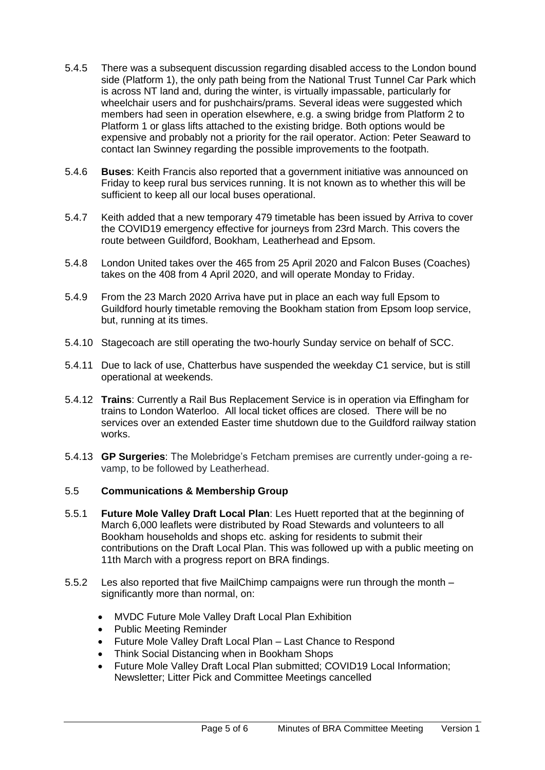5.4.5 There was a subsequent discussion regarding disabled access to the London bound side (Platform 1), the only path being from the National Trust Tunnel Car Park which is across NT land and, during the winter, is virtually impassable, particularly for wheelchair users and for pushchairs/prams. Several ideas were suggested which members had seen in operation elsewhere, e.g. a swing bridge from Platform 2 to Platform 1 or glass lifts attached to the existing bridge. Both options would be expensive and probably not a priority for the rail operator. Action: Peter Seaward to contact Ian Swinney regarding the possible improvements to the footpath.

5.4.6 **Buses**: Keith Francis also reported that a government initiative was announced on Friday to keep rural bus services running. It is not known as to whether this will be sufficient to keep all our local buses operational.

5.4.7 Keith added that a new temporary 479 timetable has been issued by Arriva to cover the COVID19 emergency effective for journeys from 23rd March. This covers the route between Guildford, Bookham, Leatherhead and Epsom.

5.4.8 London United takes over the 465 from 25 April 2020 and Falcon Buses (Coaches) takes on the 408 from 4 April 2020, and will operate Monday to Friday.

5.4.9 From the 23 March 2020 Arriva have put in place an each way full Epsom to Guildford hourly timetable removing the Bookham station from Epsom loop service, but, running at its times.

5.4.10 Stagecoach are still operating the two-hourly Sunday service on behalf of SCC.

5.4.11 Due to lack of use, Chatterbus have suspended the weekday C1 service, but is still operational at weekends.

5.4.12 **Trains**: Currently a Rail Bus Replacement Service is in operation via Effingham for trains to London Waterloo. All local ticket offices are closed. There will be no services over an extended Easter time shutdown due to the Guildford railway station works.

5.4.13 **GP Surgeries**: The Molebridge's Fetcham premises are currently under-going a re-vamp, to be followed by Leatherhead.

## 5.5 **Communications & Membership Group**

5.5.1 **Future Mole Valley Draft Local Plan**: Les Huett reported that at the beginning of March 6,000 leaflets were distributed by Road Stewards and volunteers to all Bookham households and shops etc. asking for residents to submit their contributions on the Draft Local Plan. This was followed up with a public meeting on 11th March with a progress report on BRA findings.

5.5.2 Les also reported that five MailChimp campaigns were run through the month – significantly more than normal, on:

- MVDC Future Mole Valley Draft Local Plan Exhibition
- Public Meeting Reminder
- Future Mole Valley Draft Local Plan – Last Chance to Respond
- Think Social Distancing when in Bookham Shops
- Future Mole Valley Draft Local Plan submitted; COVID19 Local Information; Newsletter; Litter Pick and Committee Meetings cancelled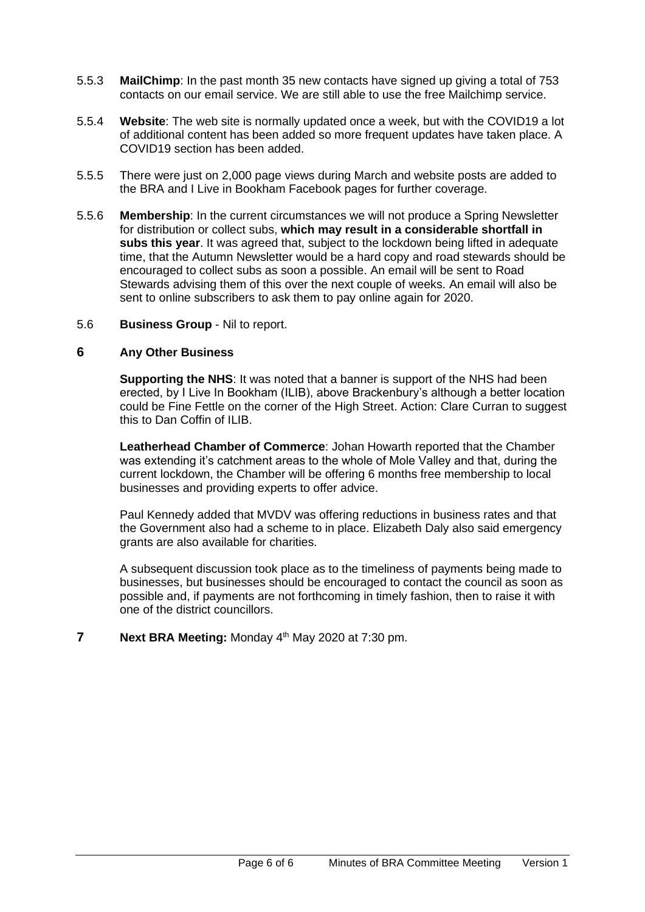5.5.3 **MailChimp**: In the past month 35 new contacts have signed up giving a total of 753 contacts on our email service. We are still able to use the free Mailchimp service.

5.5.4 **Website**: The web site is normally updated once a week, but with the COVID19 a lot of additional content has been added so more frequent updates have taken place. A COVID19 section has been added.

5.5.5 There were just on 2,000 page views during March and website posts are added to the BRA and I Live in Bookham Facebook pages for further coverage.

5.5.6 **Membership**: In the current circumstances we will not produce a Spring Newsletter for distribution or collect subs, **which may result in a considerable shortfall in subs this year**. It was agreed that, subject to the lockdown being lifted in adequate time, that the Autumn Newsletter would be a hard copy and road stewards should be encouraged to collect subs as soon a possible. An email will be sent to Road Stewards advising them of this over the next couple of weeks. An email will also be sent to online subscribers to ask them to pay online again for 2020.

5.6 **Business Group** - Nil to report.

## 6 Any Other Business

**Supporting the NHS**: It was noted that a banner is support of the NHS had been erected, by I Live In Bookham (ILIB), above Brackenbury's although a better location could be Fine Fettle on the corner of the High Street. Action: Clare Curran to suggest this to Dan Coffin of ILIB.

**Leatherhead Chamber of Commerce**: Johan Howarth reported that the Chamber was extending it's catchment areas to the whole of Mole Valley and that, during the current lockdown, the Chamber will be offering 6 months free membership to local businesses and providing experts to offer advice.

Paul Kennedy added that MVDV was offering reductions in business rates and that the Government also had a scheme to in place. Elizabeth Daly also said emergency grants are also available for charities.

A subsequent discussion took place as to the timeliness of payments being made to businesses, but businesses should be encouraged to contact the council as soon as possible and, if payments are not forthcoming in timely fashion, then to raise it with one of the district councillors.

## 7 Next BRA Meeting: Monday 4th May 2020 at 7:30 pm.